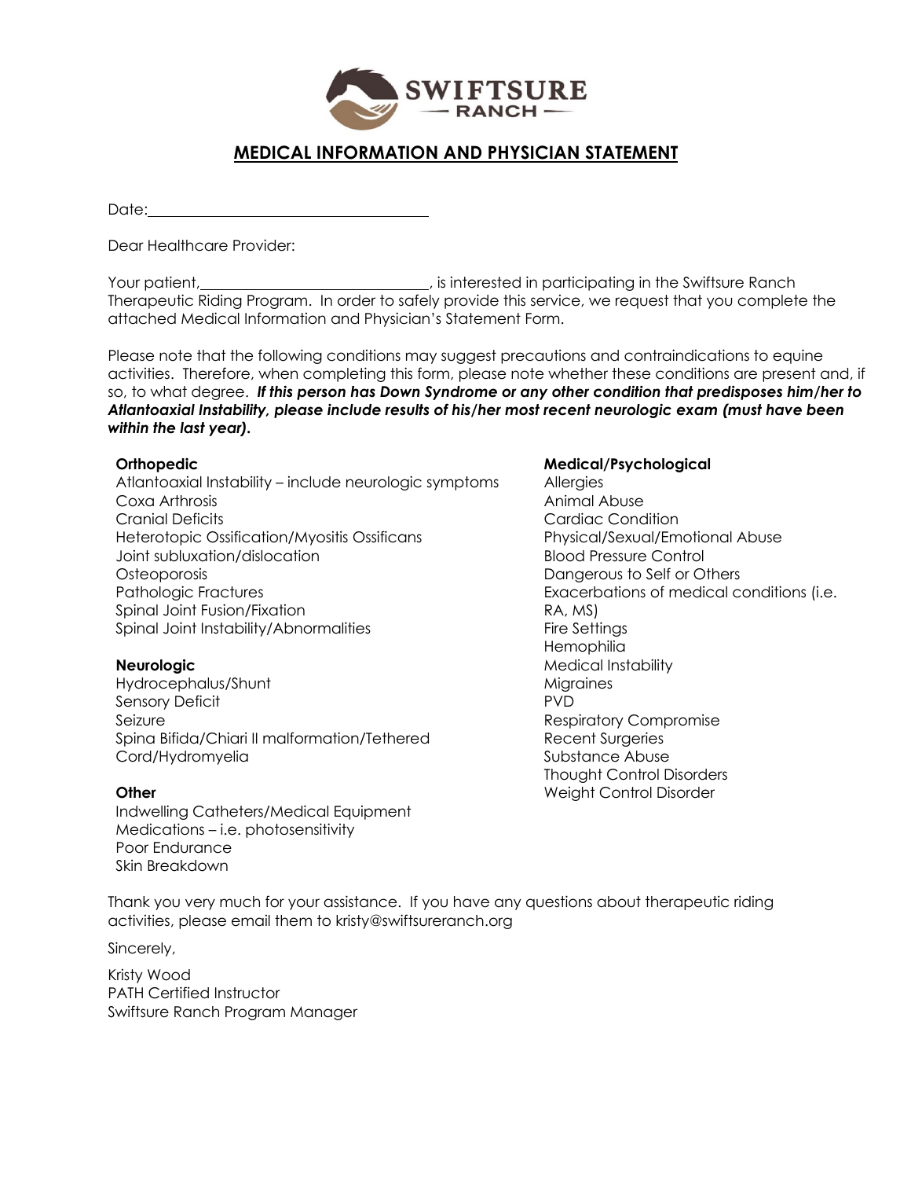SWIFTSURE
— RANCH —

## MEDICAL INFORMATION AND PHYSICIAN STATEMENT

Date:\_\_\_\_\_\_\_\_\_\_\_\_\_\_\_\_\_\_\_\_\_\_\_\_\_\_\_\_\_\_\_\_\_\_\_\_

Dear Healthcare Provider:

Your patient,\_\_\_\_\_\_\_\_\_\_\_\_\_\_\_\_\_\_\_\_\_\_\_\_\_\_\_\_\_\_\_\_, is interested in participating in the Swiftsure Ranch Therapeutic Riding Program. In order to safely provide this service, we request that you complete the attached Medical Information and Physician's Statement Form.

Please note that the following conditions may suggest precautions and contraindications to equine activities. Therefore, when completing this form, please note whether these conditions are present and, if so, to what degree. ***If this person has Down Syndrome or any other condition that predisposes him/her to Atlantoaxial Instability, please include results of his/her most recent neurologic exam (must have been within the last year).***

**Orthopedic**
Atlantoaxial Instability – include neurologic symptoms
Coxa Arthrosis
Cranial Deficits
Heterotopic Ossification/Myositis Ossificans
Joint subluxation/dislocation
Osteoporosis
Pathologic Fractures
Spinal Joint Fusion/Fixation
Spinal Joint Instability/Abnormalities

**Neurologic**
Hydrocephalus/Shunt
Sensory Deficit
Seizure
Spina Bifida/Chiari II malformation/Tethered Cord/Hydromyelia

**Other**
Indwelling Catheters/Medical Equipment
Medications – i.e. photosensitivity
Poor Endurance
Skin Breakdown

**Medical/Psychological**
Allergies
Animal Abuse
Cardiac Condition
Physical/Sexual/Emotional Abuse
Blood Pressure Control
Dangerous to Self or Others
Exacerbations of medical conditions (i.e. RA, MS)
Fire Settings
Hemophilia
Medical Instability
Migraines
PVD
Respiratory Compromise
Recent Surgeries
Substance Abuse
Thought Control Disorders
Weight Control Disorder

Thank you very much for your assistance. If you have any questions about therapeutic riding activities, please email them to kristy@swiftsureranch.org

Sincerely,

Kristy Wood
PATH Certified Instructor
Swiftsure Ranch Program Manager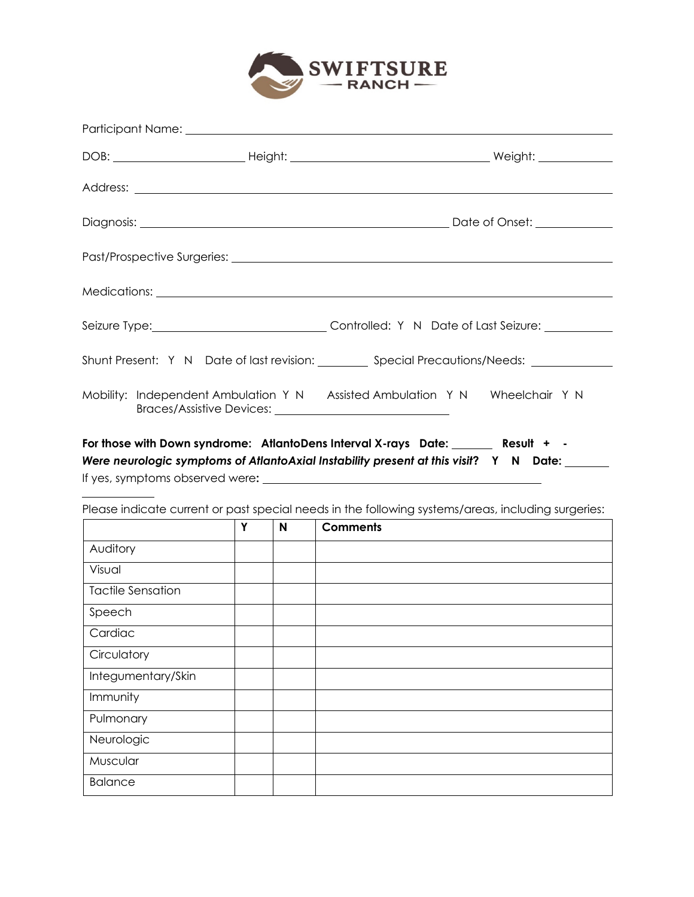# SWIFTSURE — RANCH —

Participant Name: ____________________

DOB: __________ Height: ______________ Weight: ________

Address: ____________________

Diagnosis: ______________________ Date of Onset: ________

Past/Prospective Surgeries: ____________________

Medications: ____________________

Seizure Type: ______________ Controlled: Y N Date of Last Seizure: ________

Shunt Present: Y N Date of last revision: ______ Special Precautions/Needs: ________

Mobility: Independent Ambulation Y N Assisted Ambulation Y N Wheelchair Y N
Braces/Assistive Devices: ______________

**For those with Down syndrome: AtlantoDens Interval X-rays Date: ______ Result + -**
***Were neurologic symptoms of AtlantoAxial Instability present at this visit*? Y N Date: ______**
If yes, symptoms observed were**:** ____________________

Please indicate current or past special needs in the following systems/areas, including surgeries:

| | **Y** | **N** | **Comments** |
|---|---|---|---|
| Auditory | | | |
| Visual | | | |
| Tactile Sensation | | | |
| Speech | | | |
| Cardiac | | | |
| Circulatory | | | |
| Integumentary/Skin | | | |
| Immunity | | | |
| Pulmonary | | | |
| Neurologic | | | |
| Muscular | | | |
| Balance | | | |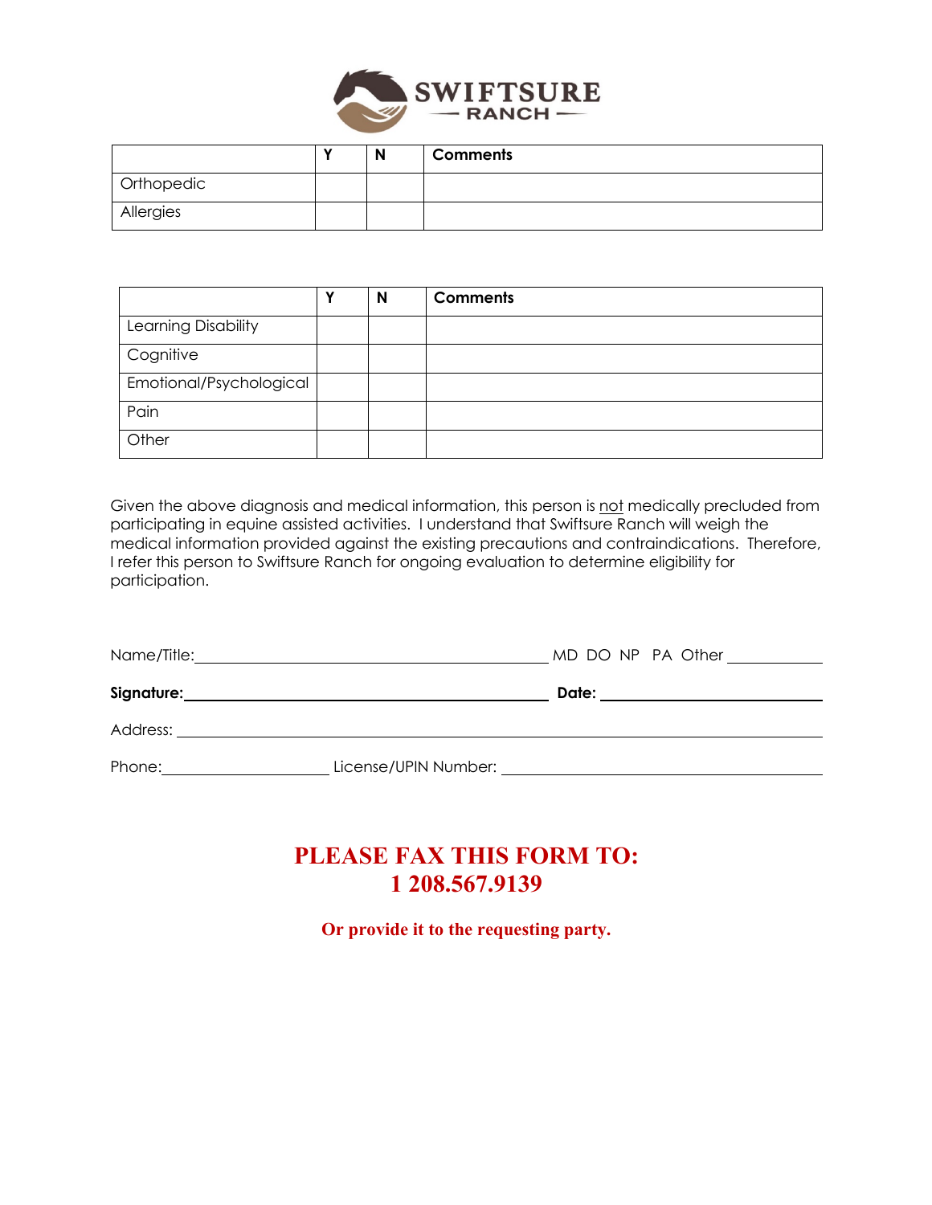# SWIFTSURE — RANCH —

| | Y | N | Comments |
|---|---|---|---|
| Orthopedic | | | |
| Allergies | | | |

| | Y | N | Comments |
|---|---|---|---|
| Learning Disability | | | |
| Cognitive | | | |
| Emotional/Psychological | | | |
| Pain | | | |
| Other | | | |

Given the above diagnosis and medical information, this person is not medically precluded from participating in equine assisted activities. I understand that Swiftsure Ranch will weigh the medical information provided against the existing precautions and contraindications. Therefore, I refer this person to Swiftsure Ranch for ongoing evaluation to determine eligibility for participation.

Name/Title: ______________________________ MD DO NP PA Other __________

**Signature:** ______________________________ **Date:** ______________________

Address: ____________________________________________________________

Phone: ________________ License/UPIN Number: ______________________________

**PLEASE FAX THIS FORM TO:**
**1 208.567.9139**

**Or provide it to the requesting party.**